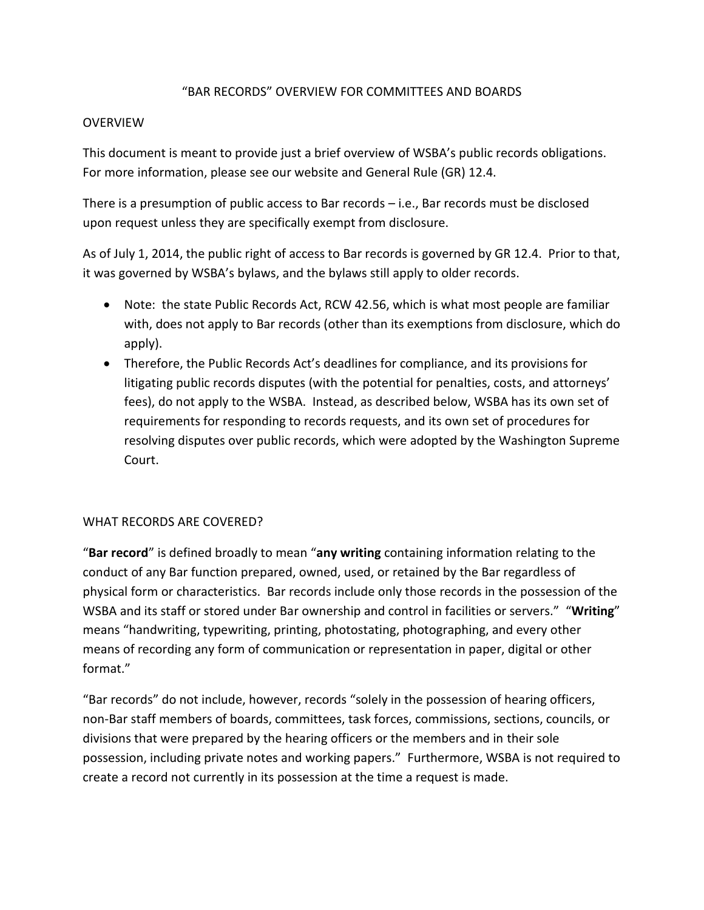# "BAR RECORDS" OVERVIEW FOR COMMITTEES AND BOARDS

## OVERVIEW

This document is meant to provide just a brief overview of WSBA's public records obligations. For more information, please see our website and General Rule (GR) 12.4.

There is a presumption of public access to Bar records – i.e., Bar records must be disclosed upon request unless they are specifically exempt from disclosure.

As of July 1, 2014, the public right of access to Bar records is governed by GR 12.4. Prior to that, it was governed by WSBA's bylaws, and the bylaws still apply to older records.

- Note: the state Public Records Act, RCW 42.56, which is what most people are familiar with, does not apply to Bar records (other than its exemptions from disclosure, which do apply).
- Therefore, the Public Records Act's deadlines for compliance, and its provisions for litigating public records disputes (with the potential for penalties, costs, and attorneys' fees), do not apply to the WSBA. Instead, as described below, WSBA has its own set of requirements for responding to records requests, and its own set of procedures for resolving disputes over public records, which were adopted by the Washington Supreme Court.

## WHAT RECORDS ARE COVERED?

"**Bar record**" is defined broadly to mean "**any writing** containing information relating to the conduct of any Bar function prepared, owned, used, or retained by the Bar regardless of physical form or characteristics. Bar records include only those records in the possession of the WSBA and its staff or stored under Bar ownership and control in facilities or servers." "**Writing**" means "handwriting, typewriting, printing, photostating, photographing, and every other means of recording any form of communication or representation in paper, digital or other format."

"Bar records" do not include, however, records "solely in the possession of hearing officers, non-Bar staff members of boards, committees, task forces, commissions, sections, councils, or divisions that were prepared by the hearing officers or the members and in their sole possession, including private notes and working papers." Furthermore, WSBA is not required to create a record not currently in its possession at the time a request is made.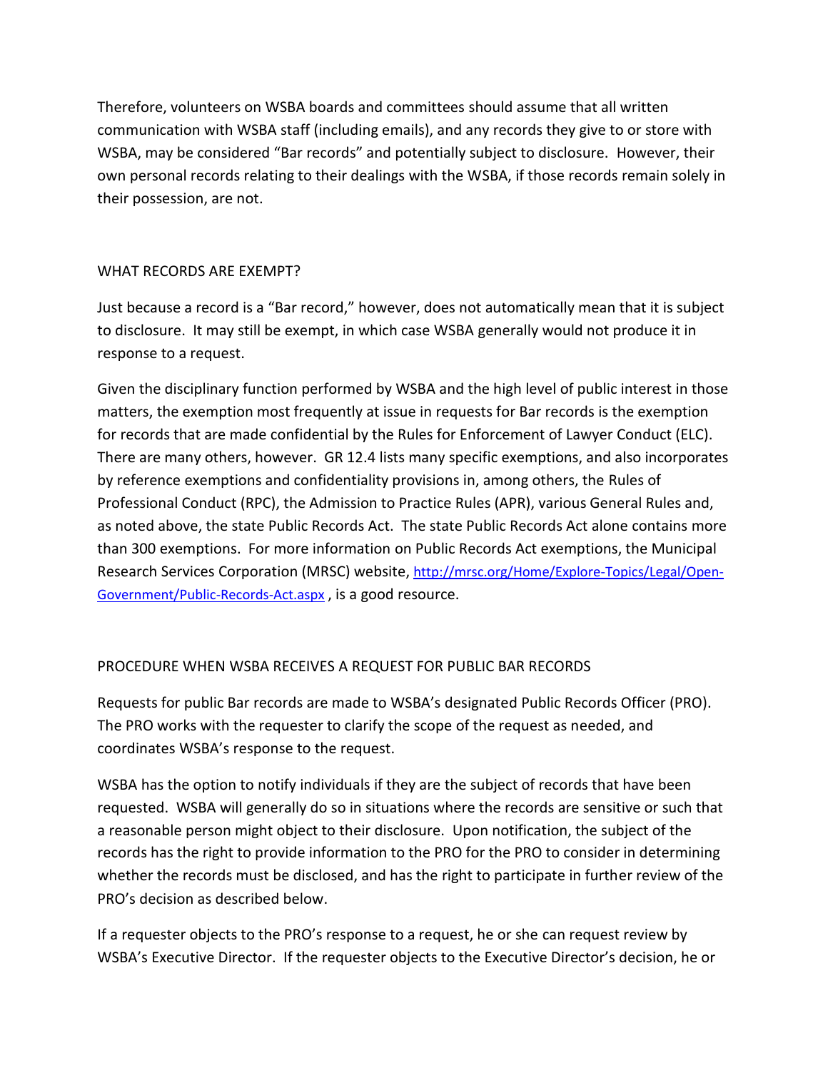Therefore, volunteers on WSBA boards and committees should assume that all written communication with WSBA staff (including emails), and any records they give to or store with WSBA, may be considered "Bar records" and potentially subject to disclosure. However, their own personal records relating to their dealings with the WSBA, if those records remain solely in their possession, are not.

## WHAT RECORDS ARE EXEMPT?

Just because a record is a "Bar record," however, does not automatically mean that it is subject to disclosure. It may still be exempt, in which case WSBA generally would not produce it in response to a request.

Given the disciplinary function performed by WSBA and the high level of public interest in those matters, the exemption most frequently at issue in requests for Bar records is the exemption for records that are made confidential by the Rules for Enforcement of Lawyer Conduct (ELC). There are many others, however. GR 12.4 lists many specific exemptions, and also incorporates by reference exemptions and confidentiality provisions in, among others, the Rules of Professional Conduct (RPC), the Admission to Practice Rules (APR), various General Rules and, as noted above, the state Public Records Act. The state Public Records Act alone contains more than 300 exemptions. For more information on Public Records Act exemptions, the Municipal Research Services Corporation (MRSC) website, [http://mrsc.org/Home/Explore-Topics/Legal/Open-Government/Public-Records-Act.aspx](http://mrsc.org/Home/Explore-Topics/Legal/Open-Government/Public-Records-Act.aspx) , is a good resource.

## PROCEDURE WHEN WSBA RECEIVES A REQUEST FOR PUBLIC BAR RECORDS

Requests for public Bar records are made to WSBA's designated Public Records Officer (PRO). The PRO works with the requester to clarify the scope of the request as needed, and coordinates WSBA's response to the request.

WSBA has the option to notify individuals if they are the subject of records that have been requested. WSBA will generally do so in situations where the records are sensitive or such that a reasonable person might object to their disclosure. Upon notification, the subject of the records has the right to provide information to the PRO for the PRO to consider in determining whether the records must be disclosed, and has the right to participate in further review of the PRO's decision as described below.

If a requester objects to the PRO's response to a request, he or she can request review by WSBA's Executive Director. If the requester objects to the Executive Director's decision, he or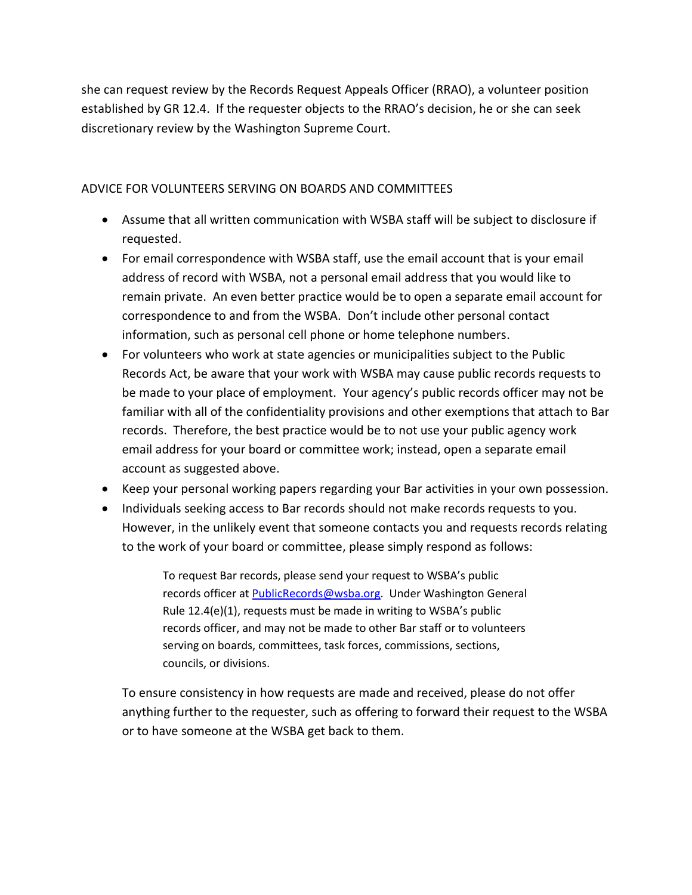she can request review by the Records Request Appeals Officer (RRAO), a volunteer position established by GR 12.4. If the requester objects to the RRAO's decision, he or she can seek discretionary review by the Washington Supreme Court.

## ADVICE FOR VOLUNTEERS SERVING ON BOARDS AND COMMITTEES

- Assume that all written communication with WSBA staff will be subject to disclosure if requested.
- For email correspondence with WSBA staff, use the email account that is your email address of record with WSBA, not a personal email address that you would like to remain private. An even better practice would be to open a separate email account for correspondence to and from the WSBA. Don't include other personal contact information, such as personal cell phone or home telephone numbers.
- For volunteers who work at state agencies or municipalities subject to the Public Records Act, be aware that your work with WSBA may cause public records requests to be made to your place of employment. Your agency's public records officer may not be familiar with all of the confidentiality provisions and other exemptions that attach to Bar records. Therefore, the best practice would be to not use your public agency work email address for your board or committee work; instead, open a separate email account as suggested above.
- Keep your personal working papers regarding your Bar activities in your own possession.
- Individuals seeking access to Bar records should not make records requests to you. However, in the unlikely event that someone contacts you and requests records relating to the work of your board or committee, please simply respond as follows:

  > To request Bar records, please send your request to WSBA's public records officer at PublicRecords@wsba.org. Under Washington General Rule 12.4(e)(1), requests must be made in writing to WSBA's public records officer, and may not be made to other Bar staff or to volunteers serving on boards, committees, task forces, commissions, sections, councils, or divisions.

  To ensure consistency in how requests are made and received, please do not offer anything further to the requester, such as offering to forward their request to the WSBA or to have someone at the WSBA get back to them.